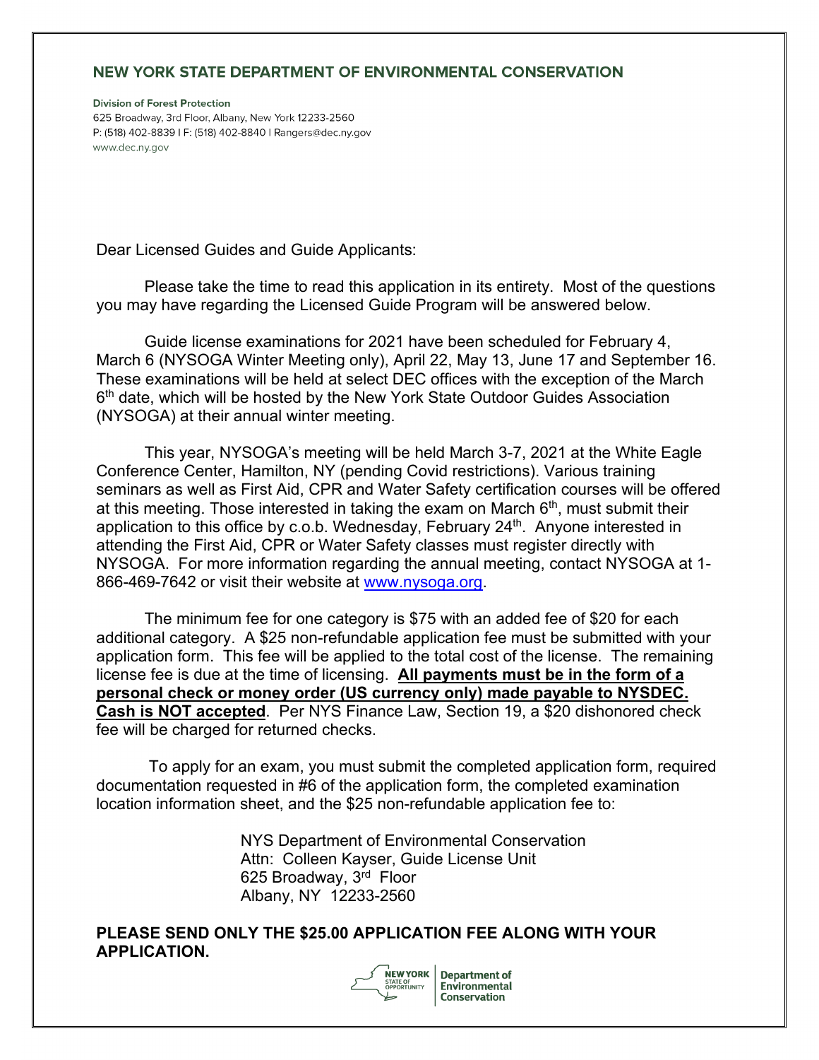# NEW YORK STATE DEPARTMENT OF ENVIRONMENTAL CONSERVATION

**Division of Forest Protection**
625 Broadway, 3rd Floor, Albany, New York 12233-2560
P: (518) 402-8839 | F: (518) 402-8840 | Rangers@dec.ny.gov
www.dec.ny.gov

Dear Licensed Guides and Guide Applicants:

Please take the time to read this application in its entirety. Most of the questions you may have regarding the Licensed Guide Program will be answered below.

Guide license examinations for 2021 have been scheduled for February 4, March 6 (NYSOGA Winter Meeting only), April 22, May 13, June 17 and September 16. These examinations will be held at select DEC offices with the exception of the March 6th date, which will be hosted by the New York State Outdoor Guides Association (NYSOGA) at their annual winter meeting.

This year, NYSOGA's meeting will be held March 3-7, 2021 at the White Eagle Conference Center, Hamilton, NY (pending Covid restrictions). Various training seminars as well as First Aid, CPR and Water Safety certification courses will be offered at this meeting. Those interested in taking the exam on March 6th, must submit their application to this office by c.o.b. Wednesday, February 24th. Anyone interested in attending the First Aid, CPR or Water Safety classes must register directly with NYSOGA. For more information regarding the annual meeting, contact NYSOGA at 1-866-469-7642 or visit their website at www.nysoga.org.

The minimum fee for one category is $75 with an added fee of $20 for each additional category. A $25 non-refundable application fee must be submitted with your application form. This fee will be applied to the total cost of the license. The remaining license fee is due at the time of licensing. **All payments must be in the form of a personal check or money order (US currency only) made payable to NYSDEC. Cash is NOT accepted**. Per NYS Finance Law, Section 19, a $20 dishonored check fee will be charged for returned checks.

To apply for an exam, you must submit the completed application form, required documentation requested in #6 of the application form, the completed examination location information sheet, and the $25 non-refundable application fee to:

NYS Department of Environmental Conservation
Attn: Colleen Kayser, Guide License Unit
625 Broadway, 3rd Floor
Albany, NY 12233-2560

**PLEASE SEND ONLY THE $25.00 APPLICATION FEE ALONG WITH YOUR APPLICATION.**

NEW YORK STATE OF OPPORTUNITY | Department of Environmental Conservation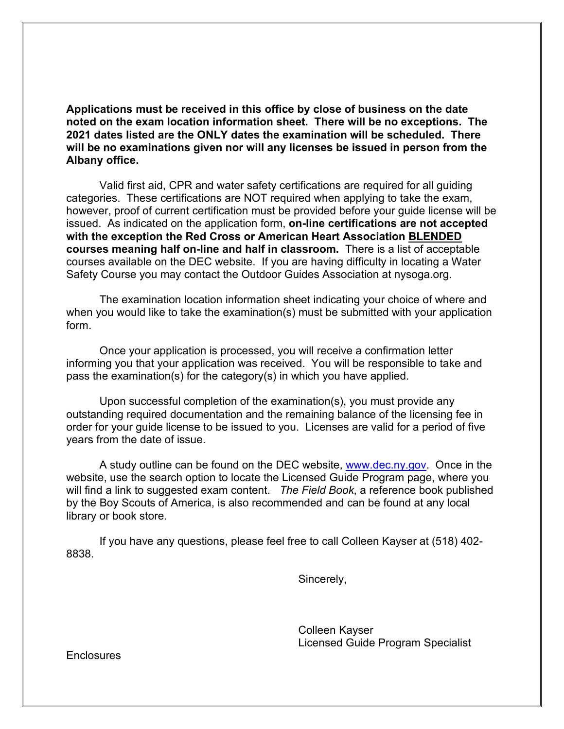**Applications must be received in this office by close of business on the date noted on the exam location information sheet. There will be no exceptions. The 2021 dates listed are the ONLY dates the examination will be scheduled. There will be no examinations given nor will any licenses be issued in person from the Albany office.**

Valid first aid, CPR and water safety certifications are required for all guiding categories. These certifications are NOT required when applying to take the exam, however, proof of current certification must be provided before your guide license will be issued. As indicated on the application form, **on-line certifications are not accepted with the exception the Red Cross or American Heart Association <u>BLENDED</u> courses meaning half on-line and half in classroom.** There is a list of acceptable courses available on the DEC website. If you are having difficulty in locating a Water Safety Course you may contact the Outdoor Guides Association at nysoga.org.

The examination location information sheet indicating your choice of where and when you would like to take the examination(s) must be submitted with your application form.

Once your application is processed, you will receive a confirmation letter informing you that your application was received. You will be responsible to take and pass the examination(s) for the category(s) in which you have applied.

Upon successful completion of the examination(s), you must provide any outstanding required documentation and the remaining balance of the licensing fee in order for your guide license to be issued to you. Licenses are valid for a period of five years from the date of issue.

A study outline can be found on the DEC website, [www.dec.ny.gov](http://www.dec.ny.gov). Once in the website, use the search option to locate the Licensed Guide Program page, where you will find a link to suggested exam content. *The Field Book*, a reference book published by the Boy Scouts of America, is also recommended and can be found at any local library or book store.

If you have any questions, please feel free to call Colleen Kayser at (518) 402-8838.

Sincerely,

Colleen Kayser
Licensed Guide Program Specialist

Enclosures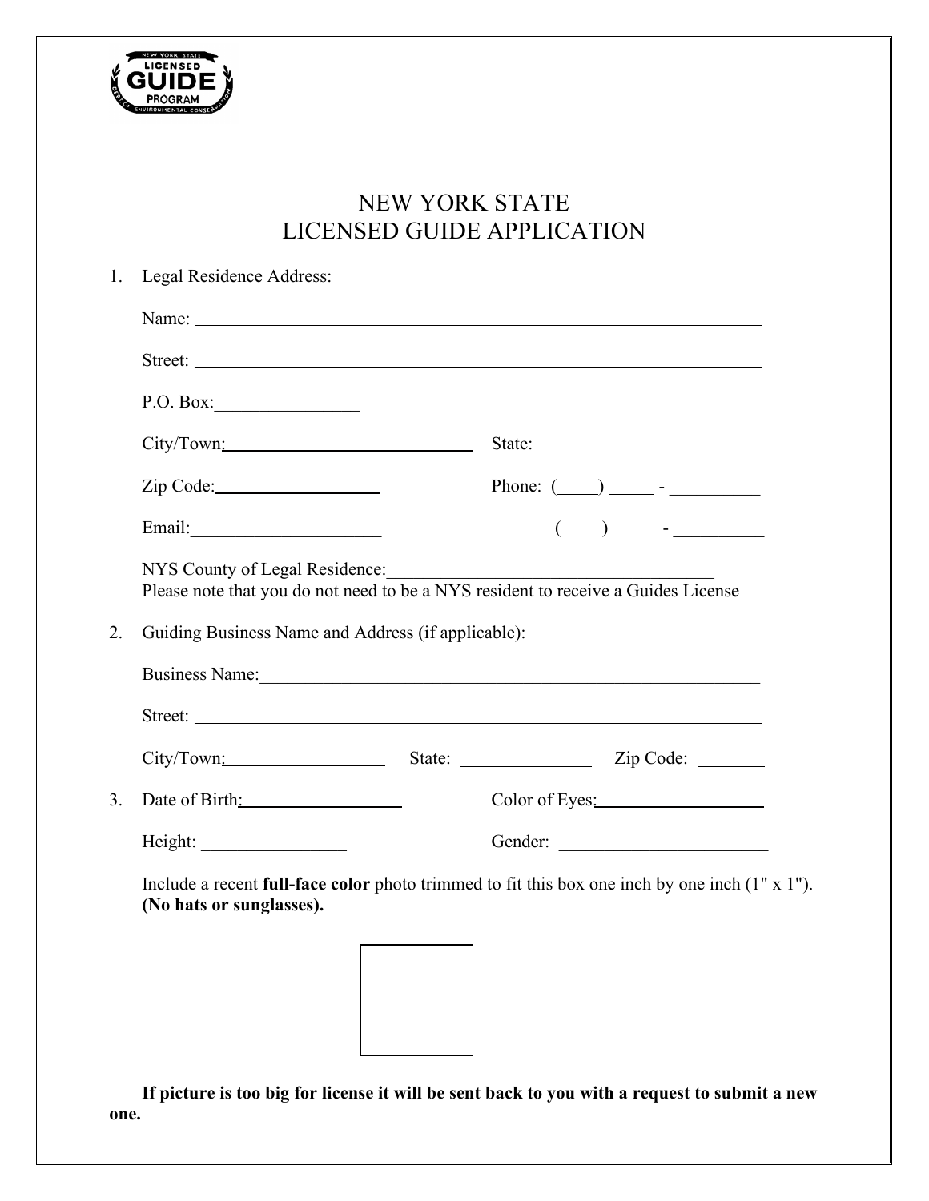# NEW YORK STATE
# LICENSED GUIDE APPLICATION

1. Legal Residence Address:

   Name: ______________________________________________

   Street: ______________________________________________

   P.O. Box: ________________

   City/Town: ____________________________ State: ________________________

   Zip Code: __________________ Phone: (____) _____ - __________

   Email: ____________________ (____) _____ - __________

   NYS County of Legal Residence: ____________________________________
   Please note that you do not need to be a NYS resident to receive a Guides License

2. Guiding Business Name and Address (if applicable):

   Business Name: ______________________________________________

   Street: ______________________________________________

   City/Town: __________________ State: ______________ Zip Code: _______

3. Date of Birth: __________________ Color of Eyes: __________________

   Height: ________________ Gender: ______________________

   Include a recent **full-face color** photo trimmed to fit this box one inch by one inch (1" x 1"). **(No hats or sunglasses).**

**If picture is too big for license it will be sent back to you with a request to submit a new one.**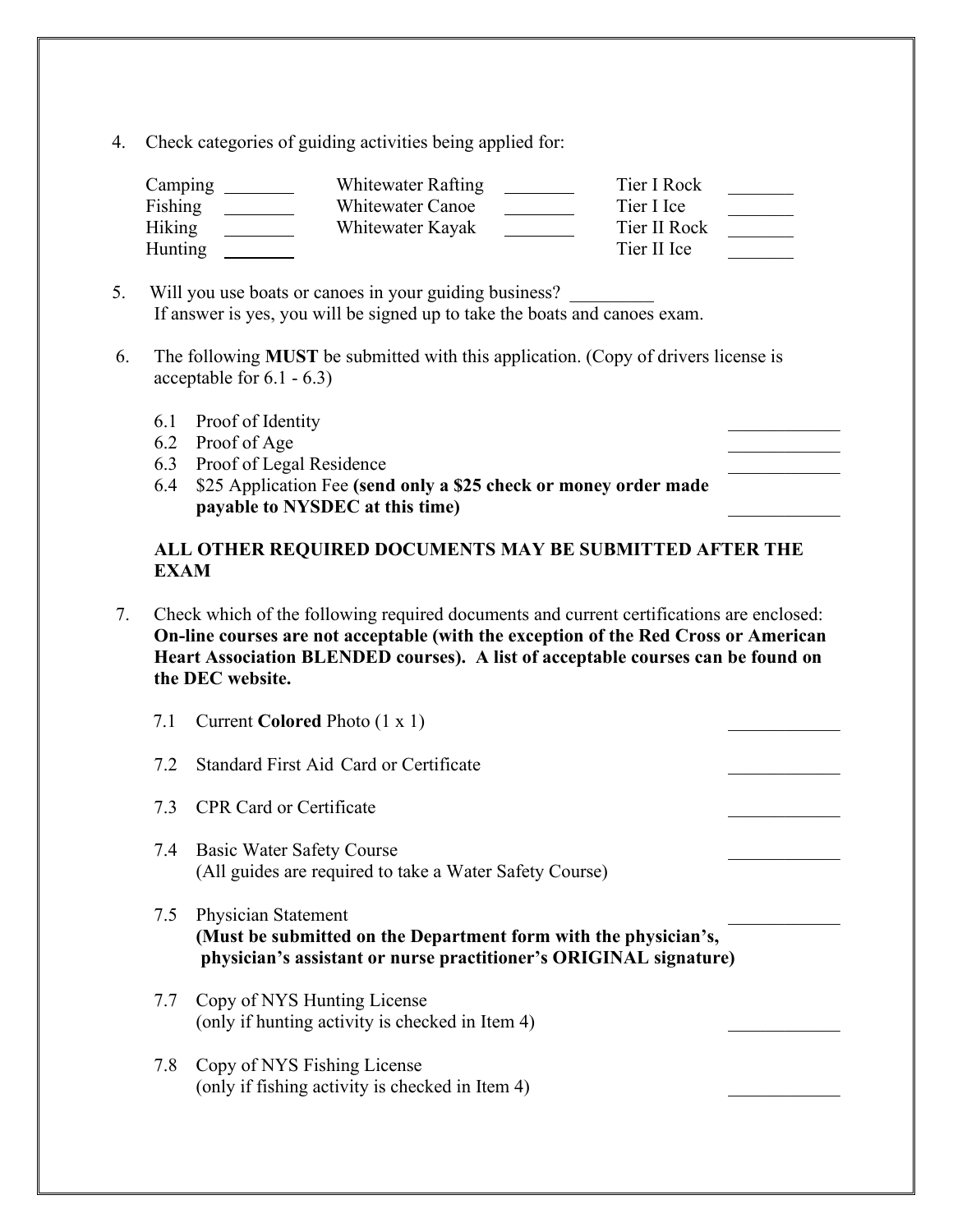4. Check categories of guiding activities being applied for:

| | | | | | |
|---|---|---|---|---|---|
| Camping | ________ | Whitewater Rafting | ________ | Tier I Rock | ________ |
| Fishing | ________ | Whitewater Canoe | ________ | Tier I Ice | ________ |
| Hiking | ________ | Whitewater Kayak | ________ | Tier II Rock | ________ |
| Hunting | ________ | | | Tier II Ice | ________ |

5. Will you use boats or canoes in your guiding business? _________
   If answer is yes, you will be signed up to take the boats and canoes exam.

6. The following **MUST** be submitted with this application. (Copy of drivers license is acceptable for 6.1 - 6.3)

   6.1 Proof of Identity ____________
   6.2 Proof of Age ____________
   6.3 Proof of Legal Residence ____________
   6.4 $25 Application Fee **(send only a $25 check or money order made payable to NYSDEC at this time)** ____________

   **ALL OTHER REQUIRED DOCUMENTS MAY BE SUBMITTED AFTER THE EXAM**

7. Check which of the following required documents and current certifications are enclosed: **On-line courses are not acceptable (with the exception of the Red Cross or American Heart Association BLENDED courses). A list of acceptable courses can be found on the DEC website.**

   7.1 Current **Colored** Photo (1 x 1) ____________

   7.2 Standard First Aid Card or Certificate ____________

   7.3 CPR Card or Certificate ____________

   7.4 Basic Water Safety Course ____________
   (All guides are required to take a Water Safety Course)

   7.5 Physician Statement ____________
   **(Must be submitted on the Department form with the physician's, physician's assistant or nurse practitioner's ORIGINAL signature)**

   7.7 Copy of NYS Hunting License
   (only if hunting activity is checked in Item 4) ____________

   7.8 Copy of NYS Fishing License
   (only if fishing activity is checked in Item 4) ____________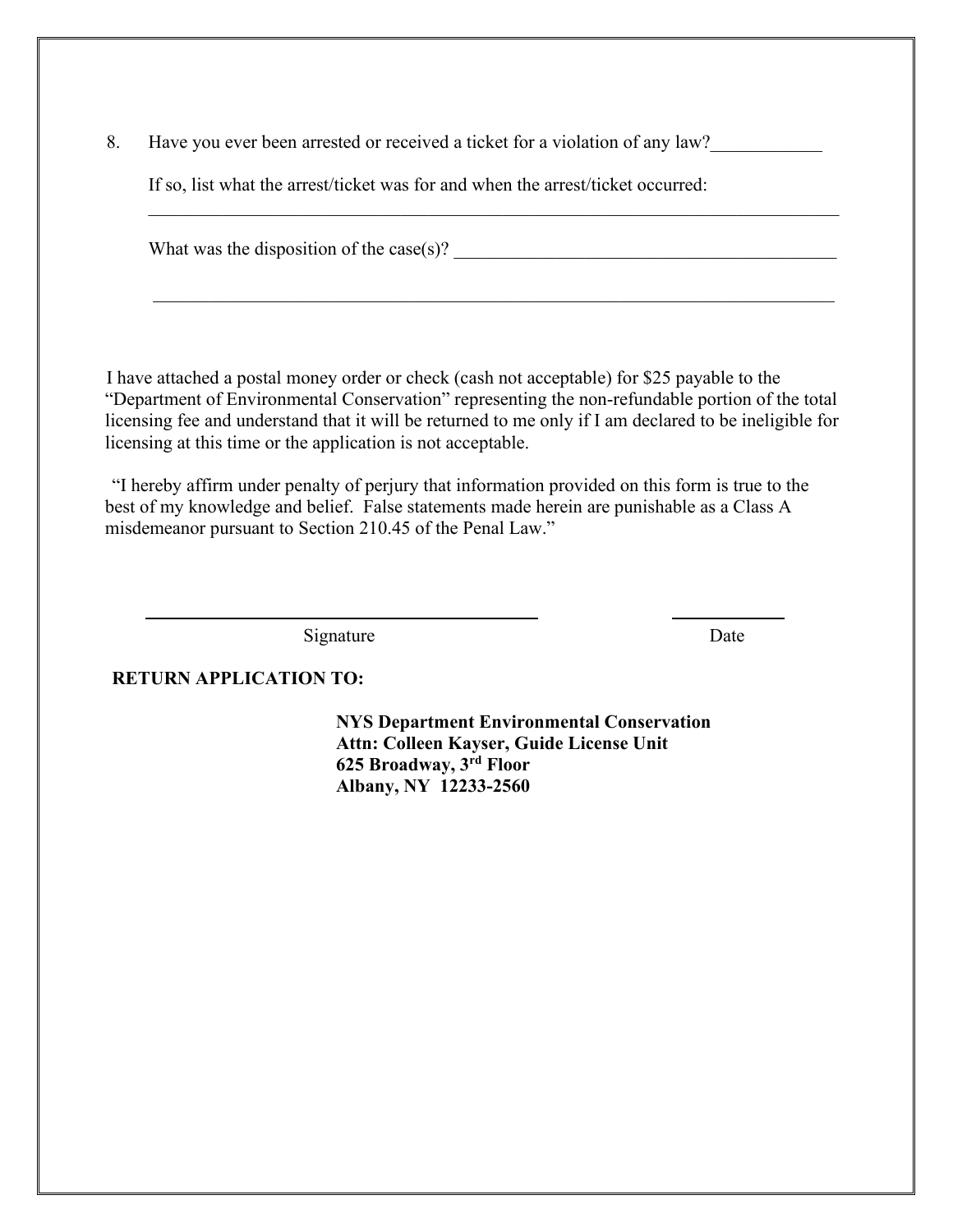8. Have you ever been arrested or received a ticket for a violation of any law?____________

   If so, list what the arrest/ticket was for and when the arrest/ticket occurred:
   ______________________________________________________________________________

   What was the disposition of the case(s)? ________________________________________

   ______________________________________________________________________________

I have attached a postal money order or check (cash not acceptable) for $25 payable to the "Department of Environmental Conservation" representing the non-refundable portion of the total licensing fee and understand that it will be returned to me only if I am declared to be ineligible for licensing at this time or the application is not acceptable.

"I hereby affirm under penalty of perjury that information provided on this form is true to the best of my knowledge and belief. False statements made herein are punishable as a Class A misdemeanor pursuant to Section 210.45 of the Penal Law."

_____________________________________________ ____________

Signature Date

**RETURN APPLICATION TO:**

**NYS Department Environmental Conservation**
**Attn: Colleen Kayser, Guide License Unit**
**625 Broadway, 3rd Floor**
**Albany, NY 12233-2560**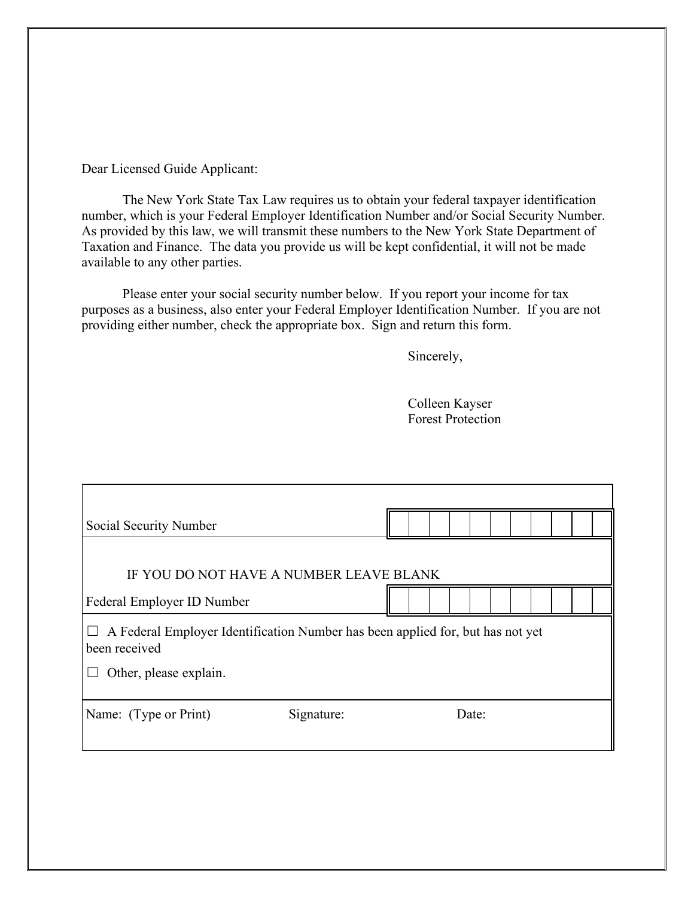Dear Licensed Guide Applicant:

The New York State Tax Law requires us to obtain your federal taxpayer identification number, which is your Federal Employer Identification Number and/or Social Security Number. As provided by this law, we will transmit these numbers to the New York State Department of Taxation and Finance. The data you provide us will be kept confidential, it will not be made available to any other parties.

Please enter your social security number below. If you report your income for tax purposes as a business, also enter your Federal Employer Identification Number. If you are not providing either number, check the appropriate box. Sign and return this form.

Sincerely,

Colleen Kayser
Forest Protection

| | |
|---|---|
| Social Security Number | |
| IF YOU DO NOT HAVE A NUMBER LEAVE BLANK | |
| Federal Employer ID Number | |

☐ A Federal Employer Identification Number has been applied for, but has not yet been received

☐ Other, please explain.

| Name: (Type or Print) | Signature: | Date: |
|---|---|---|
| | | |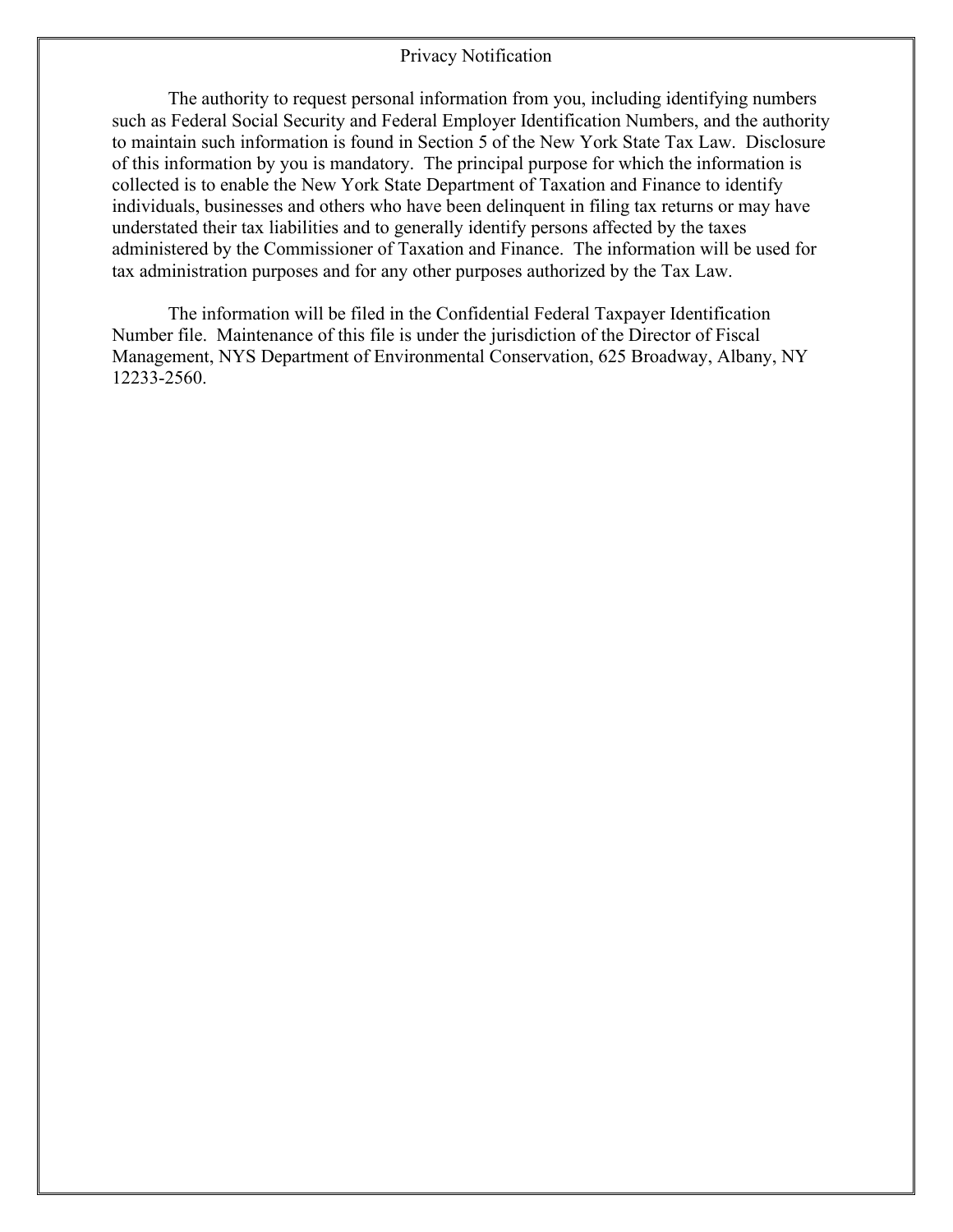## Privacy Notification

The authority to request personal information from you, including identifying numbers such as Federal Social Security and Federal Employer Identification Numbers, and the authority to maintain such information is found in Section 5 of the New York State Tax Law. Disclosure of this information by you is mandatory. The principal purpose for which the information is collected is to enable the New York State Department of Taxation and Finance to identify individuals, businesses and others who have been delinquent in filing tax returns or may have understated their tax liabilities and to generally identify persons affected by the taxes administered by the Commissioner of Taxation and Finance. The information will be used for tax administration purposes and for any other purposes authorized by the Tax Law.

The information will be filed in the Confidential Federal Taxpayer Identification Number file. Maintenance of this file is under the jurisdiction of the Director of Fiscal Management, NYS Department of Environmental Conservation, 625 Broadway, Albany, NY 12233-2560.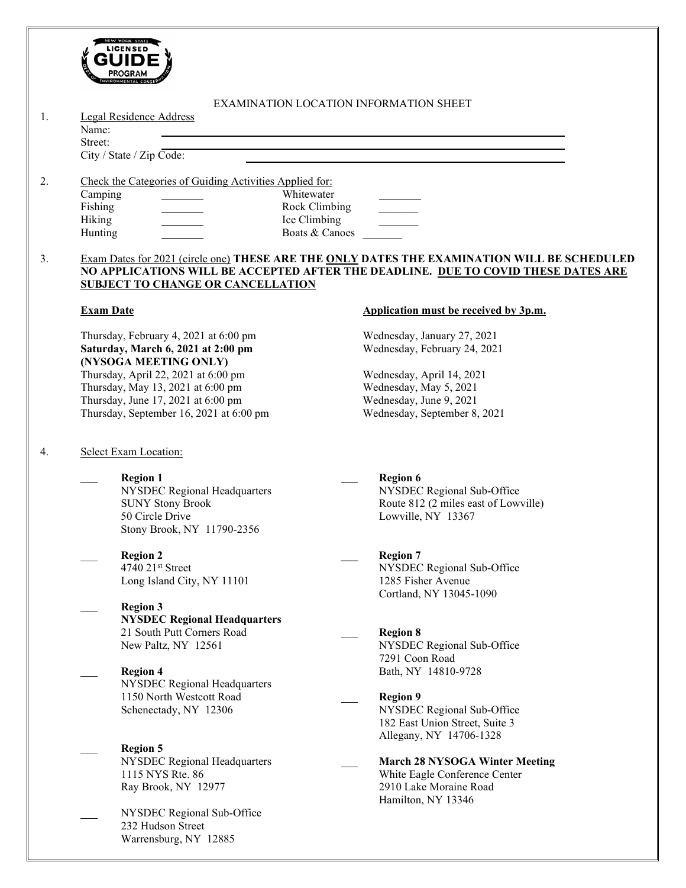NEW YORK STATE LICENSED GUIDE PROGRAM

EXAMINATION LOCATION INFORMATION SHEET

1. Legal Residence Address

   Name: ____________________

   Street: ____________________

   City / State / Zip Code: ____________________

2. Check the Categories of Guiding Activities Applied for:

| | | | |
|---|---|---|---|
| Camping | _______ | Whitewater | _______ |
| Fishing | _______ | Rock Climbing | _______ |
| Hiking | _______ | Ice Climbing | _______ |
| Hunting | _______ | Boats & Canoes | _______ |

3. Exam Dates for 2021 (circle one) **THESE ARE THE ONLY DATES THE EXAMINATION WILL BE SCHEDULED NO APPLICATIONS WILL BE ACCEPTED AFTER THE DEADLINE. DUE TO COVID THESE DATES ARE SUBJECT TO CHANGE OR CANCELLATION**

| **Exam Date** | **Application must be received by 3p.m.** |
|---|---|
| Thursday, February 4, 2021 at 6:00 pm | Wednesday, January 27, 2021 |
| **Saturday, March 6, 2021 at 2:00 pm (NYSOGA MEETING ONLY)** | Wednesday, February 24, 2021 |
| Thursday, April 22, 2021 at 6:00 pm | Wednesday, April 14, 2021 |
| Thursday, May 13, 2021 at 6:00 pm | Wednesday, May 5, 2021 |
| Thursday, June 17, 2021 at 6:00 pm | Wednesday, June 9, 2021 |
| Thursday, September 16, 2021 at 6:00 pm | Wednesday, September 8, 2021 |

4. Select Exam Location:

___ **Region 1**
NYSDEC Regional Headquarters
SUNY Stony Brook
50 Circle Drive
Stony Brook, NY 11790-2356

___ **Region 2**
4740 21st Street
Long Island City, NY 11101

___ **Region 3**
**NYSDEC Regional Headquarters**
21 South Putt Corners Road
New Paltz, NY 12561

___ **Region 4**
NYSDEC Regional Headquarters
1150 North Westcott Road
Schenectady, NY 12306

___ **Region 5**
NYSDEC Regional Headquarters
1115 NYS Rte. 86
Ray Brook, NY 12977

___ NYSDEC Regional Sub-Office
232 Hudson Street
Warrensburg, NY 12885

___ **Region 6**
NYSDEC Regional Sub-Office
Route 812 (2 miles east of Lowville)
Lowville, NY 13367

___ **Region 7**
NYSDEC Regional Sub-Office
1285 Fisher Avenue
Cortland, NY 13045-1090

___ **Region 8**
NYSDEC Regional Sub-Office
7291 Coon Road
Bath, NY 14810-9728

___ **Region 9**
NYSDEC Regional Sub-Office
182 East Union Street, Suite 3
Allegany, NY 14706-1328

___ **March 28 NYSOGA Winter Meeting**
White Eagle Conference Center
2910 Lake Moraine Road
Hamilton, NY 13346